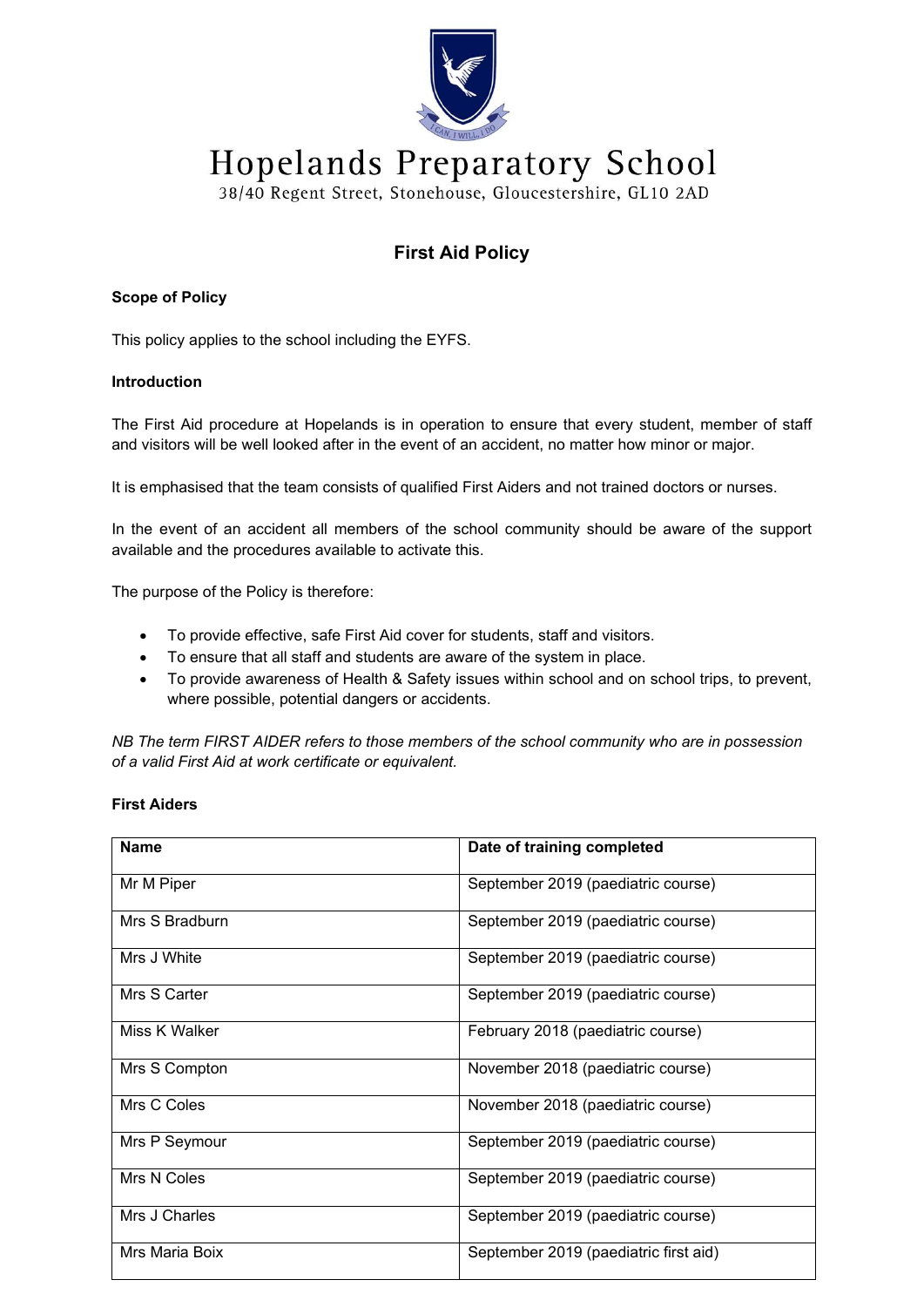# Hopelands Preparatory School

38/40 Regent Street, Stonehouse, Gloucestershire, GL10 2AD

## First Aid Policy

**Scope of Policy**

This policy applies to the school including the EYFS.

**Introduction**

The First Aid procedure at Hopelands is in operation to ensure that every student, member of staff and visitors will be well looked after in the event of an accident, no matter how minor or major.

It is emphasised that the team consists of qualified First Aiders and not trained doctors or nurses.

In the event of an accident all members of the school community should be aware of the support available and the procedures available to activate this.

The purpose of the Policy is therefore:

- To provide effective, safe First Aid cover for students, staff and visitors.
- To ensure that all staff and students are aware of the system in place.
- To provide awareness of Health & Safety issues within school and on school trips, to prevent, where possible, potential dangers or accidents.

*NB The term FIRST AIDER refers to those members of the school community who are in possession of a valid First Aid at work certificate or equivalent.*

**First Aiders**

| Name | Date of training completed |
|---|---|
| Mr M Piper | September 2019 (paediatric course) |
| Mrs S Bradburn | September 2019 (paediatric course) |
| Mrs J White | September 2019 (paediatric course) |
| Mrs S Carter | September 2019 (paediatric course) |
| Miss K Walker | February 2018 (paediatric course) |
| Mrs S Compton | November 2018 (paediatric course) |
| Mrs C Coles | November 2018 (paediatric course) |
| Mrs P Seymour | September 2019 (paediatric course) |
| Mrs N Coles | September 2019 (paediatric course) |
| Mrs J Charles | September 2019 (paediatric course) |
| Mrs Maria Boix | September 2019 (paediatric first aid) |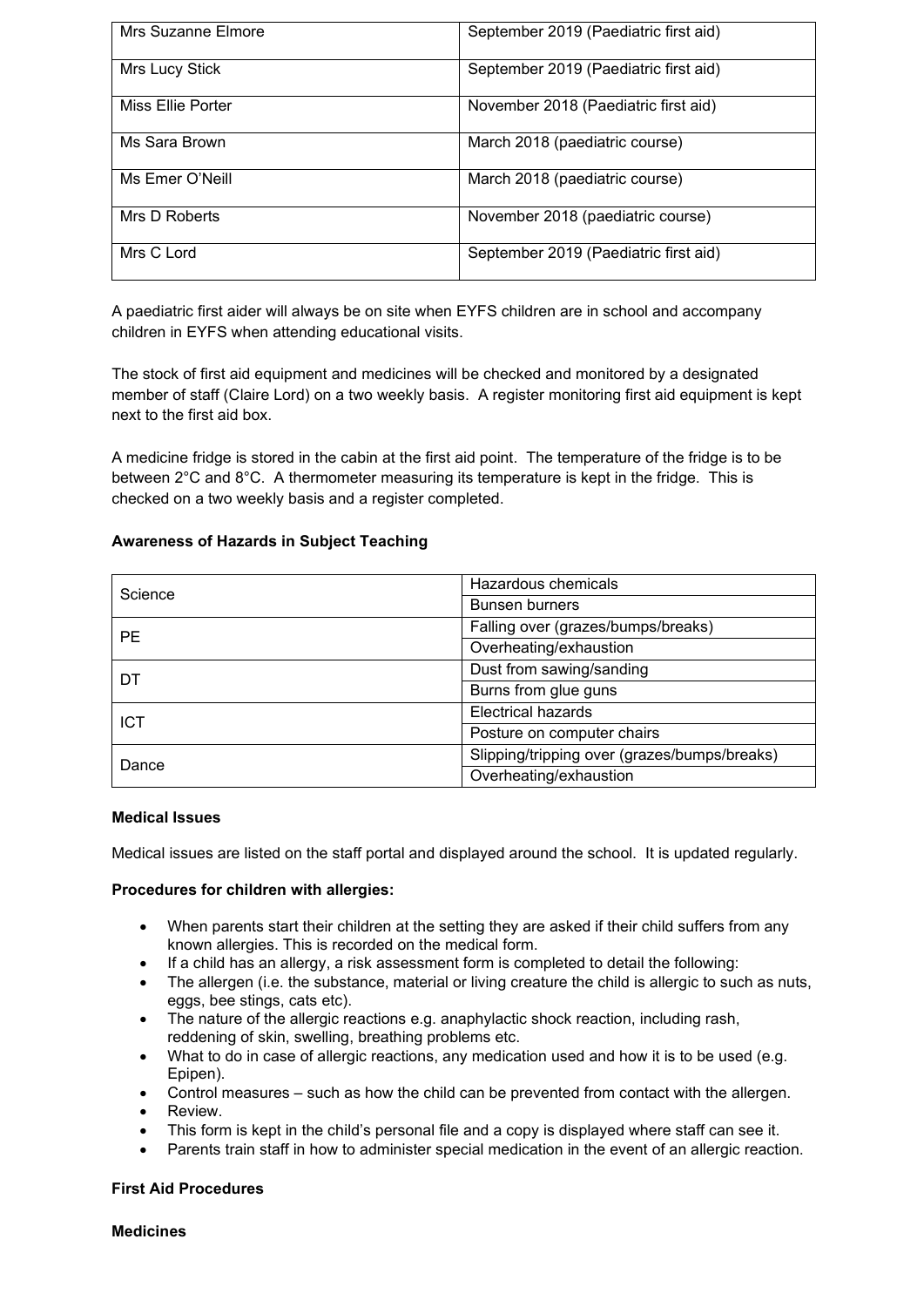| Mrs Suzanne Elmore | September 2019 (Paediatric first aid) |
| --- | --- |
| Mrs Lucy Stick | September 2019 (Paediatric first aid) |
| Miss Ellie Porter | November 2018 (Paediatric first aid) |
| Ms Sara Brown | March 2018 (paediatric course) |
| Ms Emer O'Neill | March 2018 (paediatric course) |
| Mrs D Roberts | November 2018 (paediatric course) |
| Mrs C Lord | September 2019 (Paediatric first aid) |

A paediatric first aider will always be on site when EYFS children are in school and accompany children in EYFS when attending educational visits.

The stock of first aid equipment and medicines will be checked and monitored by a designated member of staff (Claire Lord) on a two weekly basis. A register monitoring first aid equipment is kept next to the first aid box.

A medicine fridge is stored in the cabin at the first aid point. The temperature of the fridge is to be between 2°C and 8°C. A thermometer measuring its temperature is kept in the fridge. This is checked on a two weekly basis and a register completed.

**Awareness of Hazards in Subject Teaching**

| Science | Hazardous chemicals |
| --- | --- |
| | Bunsen burners |
| PE | Falling over (grazes/bumps/breaks) |
| | Overheating/exhaustion |
| DT | Dust from sawing/sanding |
| | Burns from glue guns |
| ICT | Electrical hazards |
| | Posture on computer chairs |
| Dance | Slipping/tripping over (grazes/bumps/breaks) |
| | Overheating/exhaustion |

**Medical Issues**

Medical issues are listed on the staff portal and displayed around the school. It is updated regularly.

**Procedures for children with allergies:**

- When parents start their children at the setting they are asked if their child suffers from any known allergies. This is recorded on the medical form.
- If a child has an allergy, a risk assessment form is completed to detail the following:
- The allergen (i.e. the substance, material or living creature the child is allergic to such as nuts, eggs, bee stings, cats etc).
- The nature of the allergic reactions e.g. anaphylactic shock reaction, including rash, reddening of skin, swelling, breathing problems etc.
- What to do in case of allergic reactions, any medication used and how it is to be used (e.g. Epipen).
- Control measures – such as how the child can be prevented from contact with the allergen.
- Review.
- This form is kept in the child's personal file and a copy is displayed where staff can see it.
- Parents train staff in how to administer special medication in the event of an allergic reaction.

**First Aid Procedures**

**Medicines**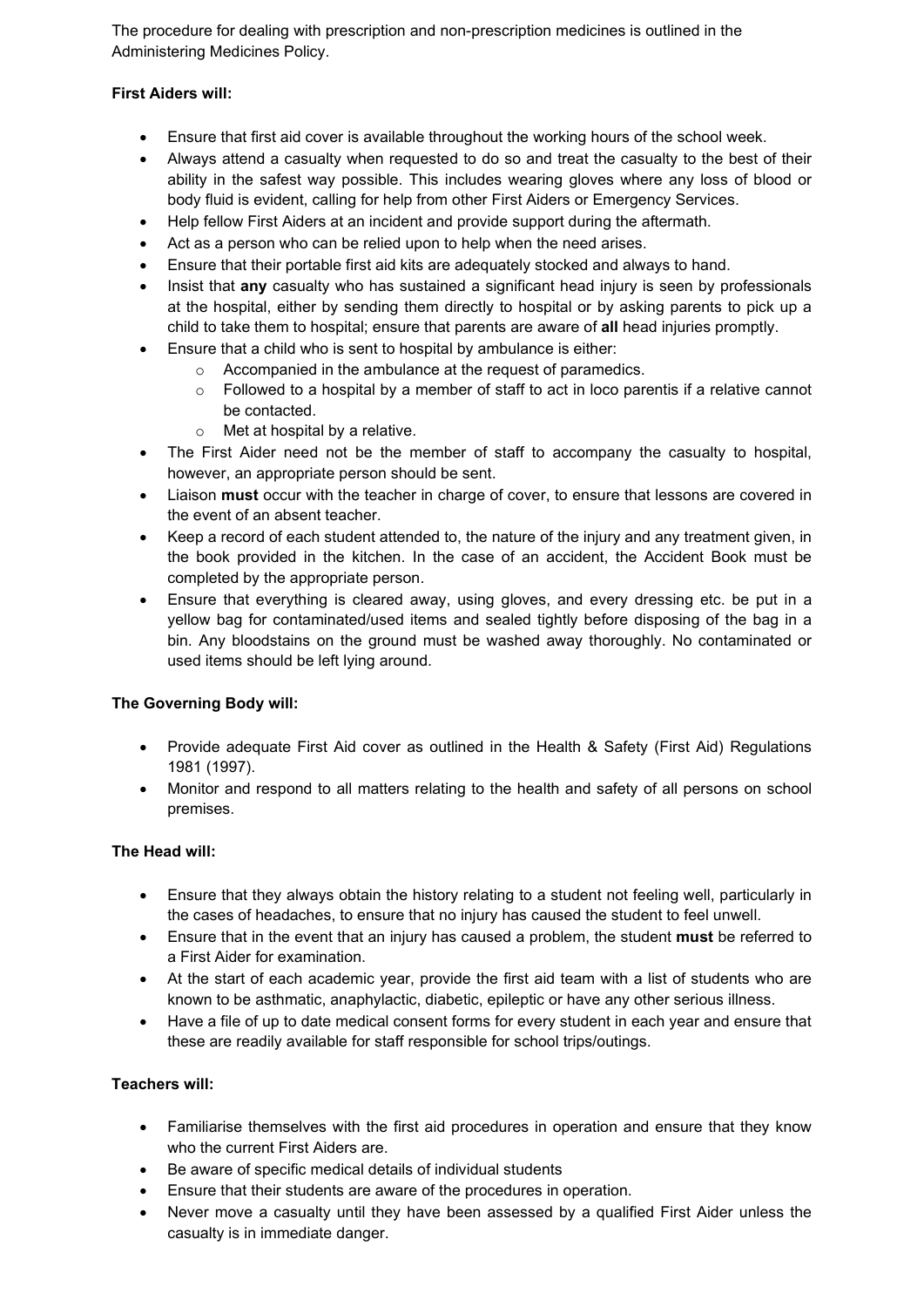The procedure for dealing with prescription and non-prescription medicines is outlined in the Administering Medicines Policy.

**First Aiders will:**

- Ensure that first aid cover is available throughout the working hours of the school week.
- Always attend a casualty when requested to do so and treat the casualty to the best of their ability in the safest way possible. This includes wearing gloves where any loss of blood or body fluid is evident, calling for help from other First Aiders or Emergency Services.
- Help fellow First Aiders at an incident and provide support during the aftermath.
- Act as a person who can be relied upon to help when the need arises.
- Ensure that their portable first aid kits are adequately stocked and always to hand.
- Insist that **any** casualty who has sustained a significant head injury is seen by professionals at the hospital, either by sending them directly to hospital or by asking parents to pick up a child to take them to hospital; ensure that parents are aware of **all** head injuries promptly.
- Ensure that a child who is sent to hospital by ambulance is either:
  - Accompanied in the ambulance at the request of paramedics.
  - Followed to a hospital by a member of staff to act in loco parentis if a relative cannot be contacted.
  - Met at hospital by a relative.
- The First Aider need not be the member of staff to accompany the casualty to hospital, however, an appropriate person should be sent.
- Liaison **must** occur with the teacher in charge of cover, to ensure that lessons are covered in the event of an absent teacher.
- Keep a record of each student attended to, the nature of the injury and any treatment given, in the book provided in the kitchen. In the case of an accident, the Accident Book must be completed by the appropriate person.
- Ensure that everything is cleared away, using gloves, and every dressing etc. be put in a yellow bag for contaminated/used items and sealed tightly before disposing of the bag in a bin. Any bloodstains on the ground must be washed away thoroughly. No contaminated or used items should be left lying around.

**The Governing Body will:**

- Provide adequate First Aid cover as outlined in the Health & Safety (First Aid) Regulations 1981 (1997).
- Monitor and respond to all matters relating to the health and safety of all persons on school premises.

**The Head will:**

- Ensure that they always obtain the history relating to a student not feeling well, particularly in the cases of headaches, to ensure that no injury has caused the student to feel unwell.
- Ensure that in the event that an injury has caused a problem, the student **must** be referred to a First Aider for examination.
- At the start of each academic year, provide the first aid team with a list of students who are known to be asthmatic, anaphylactic, diabetic, epileptic or have any other serious illness.
- Have a file of up to date medical consent forms for every student in each year and ensure that these are readily available for staff responsible for school trips/outings.

**Teachers will:**

- Familiarise themselves with the first aid procedures in operation and ensure that they know who the current First Aiders are.
- Be aware of specific medical details of individual students
- Ensure that their students are aware of the procedures in operation.
- Never move a casualty until they have been assessed by a qualified First Aider unless the casualty is in immediate danger.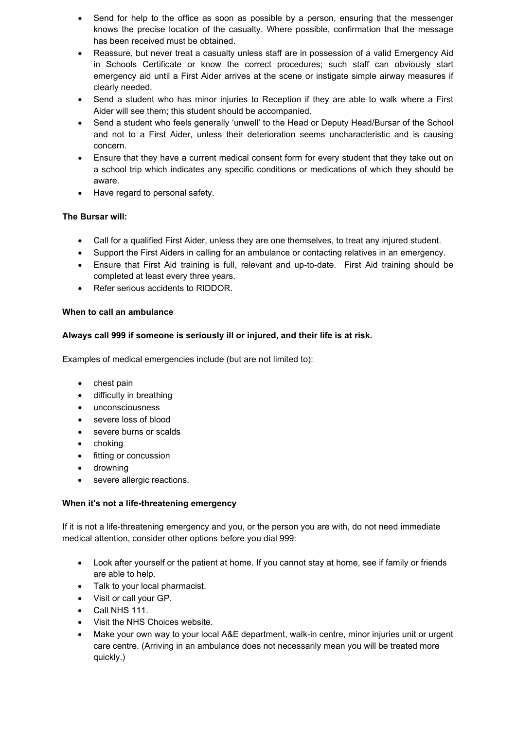- Send for help to the office as soon as possible by a person, ensuring that the messenger knows the precise location of the casualty. Where possible, confirmation that the message has been received must be obtained.
- Reassure, but never treat a casualty unless staff are in possession of a valid Emergency Aid in Schools Certificate or know the correct procedures; such staff can obviously start emergency aid until a First Aider arrives at the scene or instigate simple airway measures if clearly needed.
- Send a student who has minor injuries to Reception if they are able to walk where a First Aider will see them; this student should be accompanied.
- Send a student who feels generally 'unwell' to the Head or Deputy Head/Bursar of the School and not to a First Aider, unless their deterioration seems uncharacteristic and is causing concern.
- Ensure that they have a current medical consent form for every student that they take out on a school trip which indicates any specific conditions or medications of which they should be aware.
- Have regard to personal safety.

**The Bursar will:**

- Call for a qualified First Aider, unless they are one themselves, to treat any injured student.
- Support the First Aiders in calling for an ambulance or contacting relatives in an emergency.
- Ensure that First Aid training is full, relevant and up-to-date. First Aid training should be completed at least every three years.
- Refer serious accidents to RIDDOR.

**When to call an ambulance**

**Always call 999 if someone is seriously ill or injured, and their life is at risk.**

Examples of medical emergencies include (but are not limited to):

- chest pain
- difficulty in breathing
- unconsciousness
- severe loss of blood
- severe burns or scalds
- choking
- fitting or concussion
- drowning
- severe allergic reactions.

**When it's not a life-threatening emergency**

If it is not a life-threatening emergency and you, or the person you are with, do not need immediate medical attention, consider other options before you dial 999:

- Look after yourself or the patient at home. If you cannot stay at home, see if family or friends are able to help.
- Talk to your local pharmacist.
- Visit or call your GP.
- Call NHS 111.
- Visit the NHS Choices website.
- Make your own way to your local A&E department, walk-in centre, minor injuries unit or urgent care centre. (Arriving in an ambulance does not necessarily mean you will be treated more quickly.)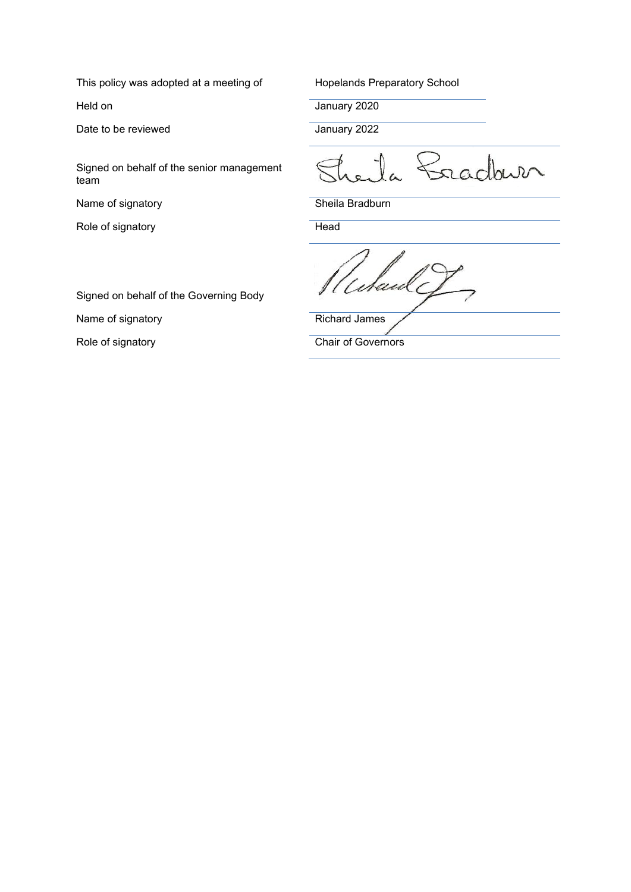| | |
|---|---|
| This policy was adopted at a meeting of | Hopelands Preparatory School |
| Held on | January 2020 |
| Date to be reviewed | January 2022 |
| Signed on behalf of the senior management team | Sheila Bradburn |
| Name of signatory | Sheila Bradburn |
| Role of signatory | Head |
| Signed on behalf of the Governing Body | Richard J |
| Name of signatory | Richard James |
| Role of signatory | Chair of Governors |